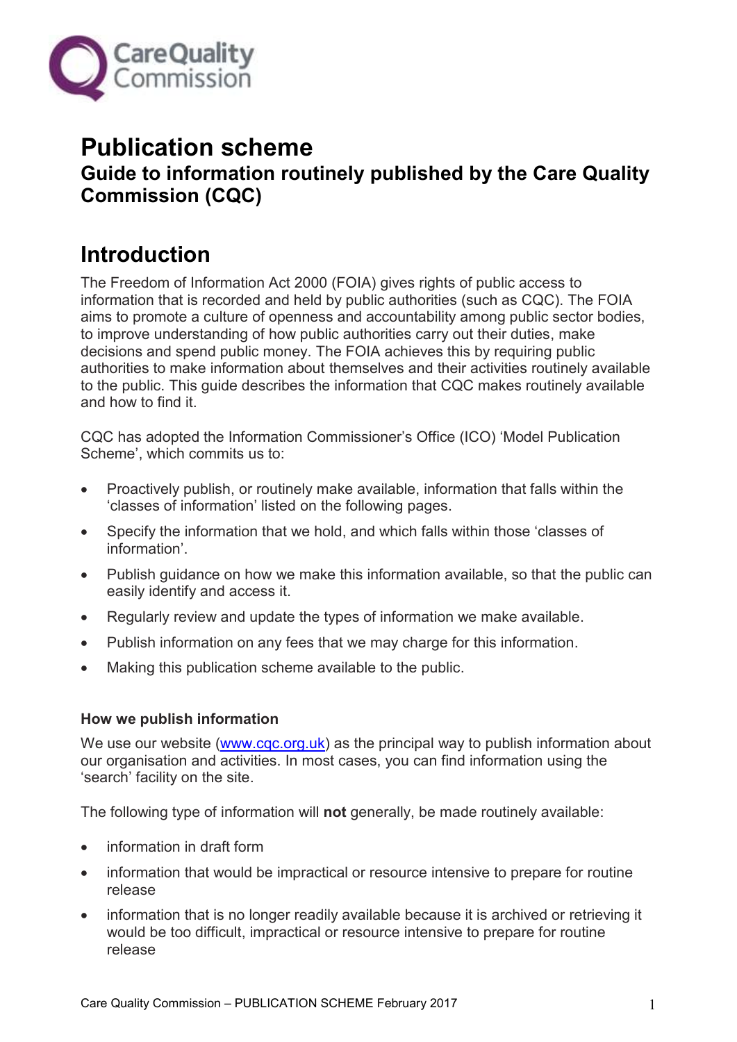# Publication scheme

## Guide to information routinely published by the Care Quality Commission (CQC)

## Introduction

The Freedom of Information Act 2000 (FOIA) gives rights of public access to information that is recorded and held by public authorities (such as CQC). The FOIA aims to promote a culture of openness and accountability among public sector bodies, to improve understanding of how public authorities carry out their duties, make decisions and spend public money. The FOIA achieves this by requiring public authorities to make information about themselves and their activities routinely available to the public. This guide describes the information that CQC makes routinely available and how to find it.

CQC has adopted the Information Commissioner's Office (ICO) 'Model Publication Scheme', which commits us to:

- Proactively publish, or routinely make available, information that falls within the 'classes of information' listed on the following pages.
- Specify the information that we hold, and which falls within those 'classes of information'.
- Publish guidance on how we make this information available, so that the public can easily identify and access it.
- Regularly review and update the types of information we make available.
- Publish information on any fees that we may charge for this information.
- Making this publication scheme available to the public.

**How we publish information**

We use our website (www.cqc.org.uk) as the principal way to publish information about our organisation and activities. In most cases, you can find information using the 'search' facility on the site.

The following type of information will **not** generally, be made routinely available:

- information in draft form
- information that would be impractical or resource intensive to prepare for routine release
- information that is no longer readily available because it is archived or retrieving it would be too difficult, impractical or resource intensive to prepare for routine release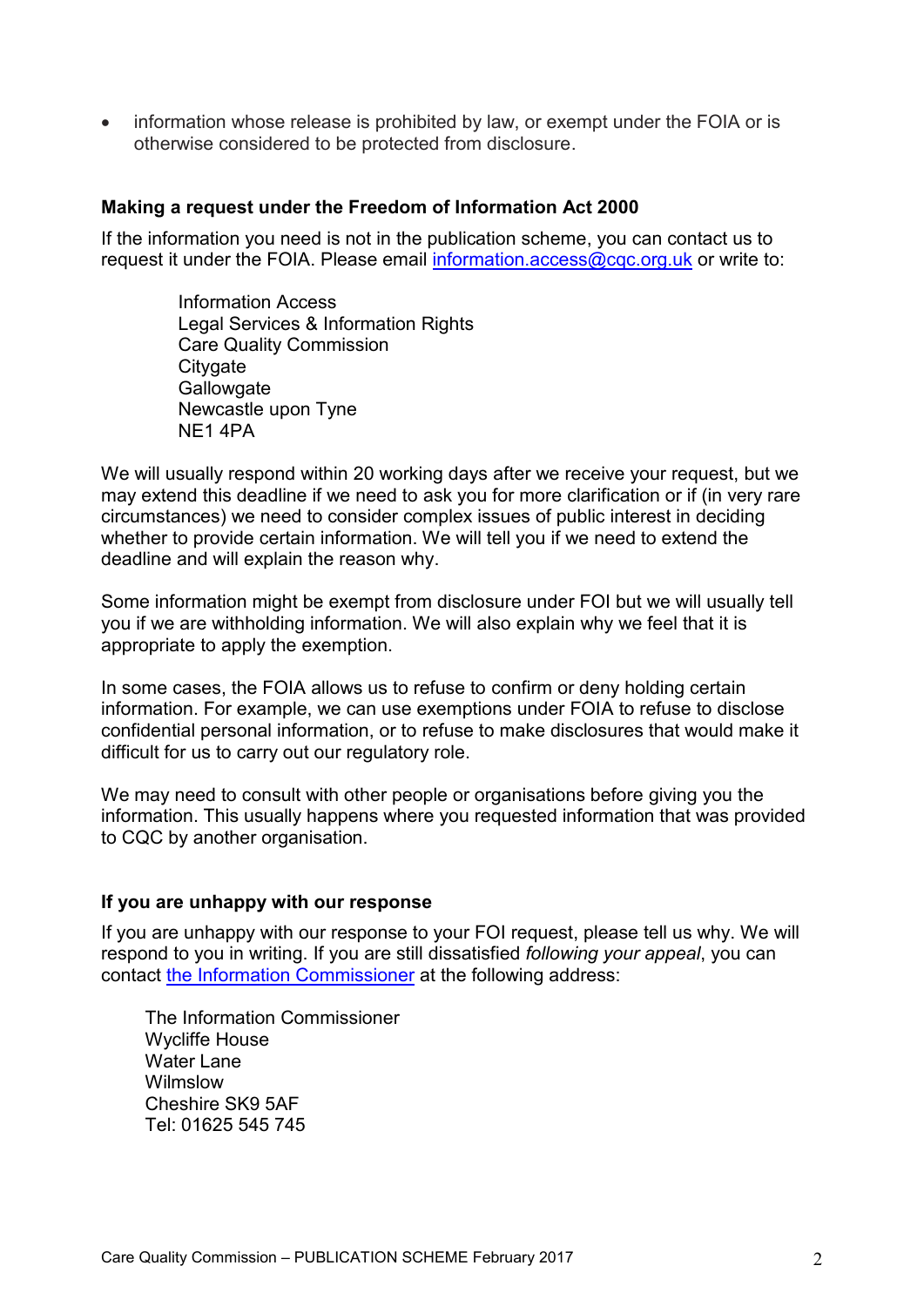- information whose release is prohibited by law, or exempt under the FOIA or is otherwise considered to be protected from disclosure.

**Making a request under the Freedom of Information Act 2000**

If the information you need is not in the publication scheme, you can contact us to request it under the FOIA. Please email [information.access@cqc.org.uk](mailto:information.access@cqc.org.uk) or write to:

Information Access
Legal Services & Information Rights
Care Quality Commission
Citygate
Gallowgate
Newcastle upon Tyne
NE1 4PA

We will usually respond within 20 working days after we receive your request, but we may extend this deadline if we need to ask you for more clarification or if (in very rare circumstances) we need to consider complex issues of public interest in deciding whether to provide certain information. We will tell you if we need to extend the deadline and will explain the reason why.

Some information might be exempt from disclosure under FOI but we will usually tell you if we are withholding information. We will also explain why we feel that it is appropriate to apply the exemption.

In some cases, the FOIA allows us to refuse to confirm or deny holding certain information. For example, we can use exemptions under FOIA to refuse to disclose confidential personal information, or to refuse to make disclosures that would make it difficult for us to carry out our regulatory role.

We may need to consult with other people or organisations before giving you the information. This usually happens where you requested information that was provided to CQC by another organisation.

**If you are unhappy with our response**

If you are unhappy with our response to your FOI request, please tell us why. We will respond to you in writing. If you are still dissatisfied *following your appeal*, you can contact the Information Commissioner at the following address:

The Information Commissioner
Wycliffe House
Water Lane
Wilmslow
Cheshire SK9 5AF
Tel: 01625 545 745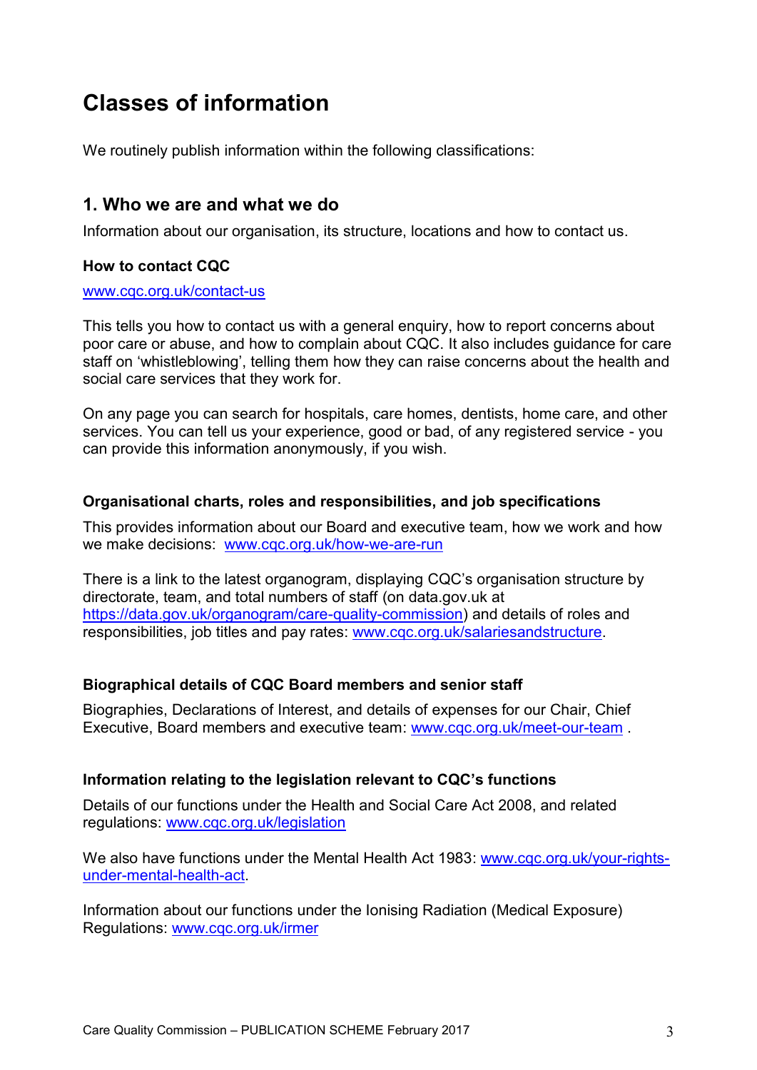# Classes of information

We routinely publish information within the following classifications:

## 1. Who we are and what we do

Information about our organisation, its structure, locations and how to contact us.

### How to contact CQC

www.cqc.org.uk/contact-us

This tells you how to contact us with a general enquiry, how to report concerns about poor care or abuse, and how to complain about CQC. It also includes guidance for care staff on 'whistleblowing', telling them how they can raise concerns about the health and social care services that they work for.

On any page you can search for hospitals, care homes, dentists, home care, and other services. You can tell us your experience, good or bad, of any registered service - you can provide this information anonymously, if you wish.

### Organisational charts, roles and responsibilities, and job specifications

This provides information about our Board and executive team, how we work and how we make decisions: www.cqc.org.uk/how-we-are-run

There is a link to the latest organogram, displaying CQC's organisation structure by directorate, team, and total numbers of staff (on data.gov.uk at https://data.gov.uk/organogram/care-quality-commission) and details of roles and responsibilities, job titles and pay rates: www.cqc.org.uk/salariesandstructure.

### Biographical details of CQC Board members and senior staff

Biographies, Declarations of Interest, and details of expenses for our Chair, Chief Executive, Board members and executive team: www.cqc.org.uk/meet-our-team .

### Information relating to the legislation relevant to CQC's functions

Details of our functions under the Health and Social Care Act 2008, and related regulations: www.cqc.org.uk/legislation

We also have functions under the Mental Health Act 1983: www.cqc.org.uk/your-rights-under-mental-health-act.

Information about our functions under the Ionising Radiation (Medical Exposure) Regulations: www.cqc.org.uk/irmer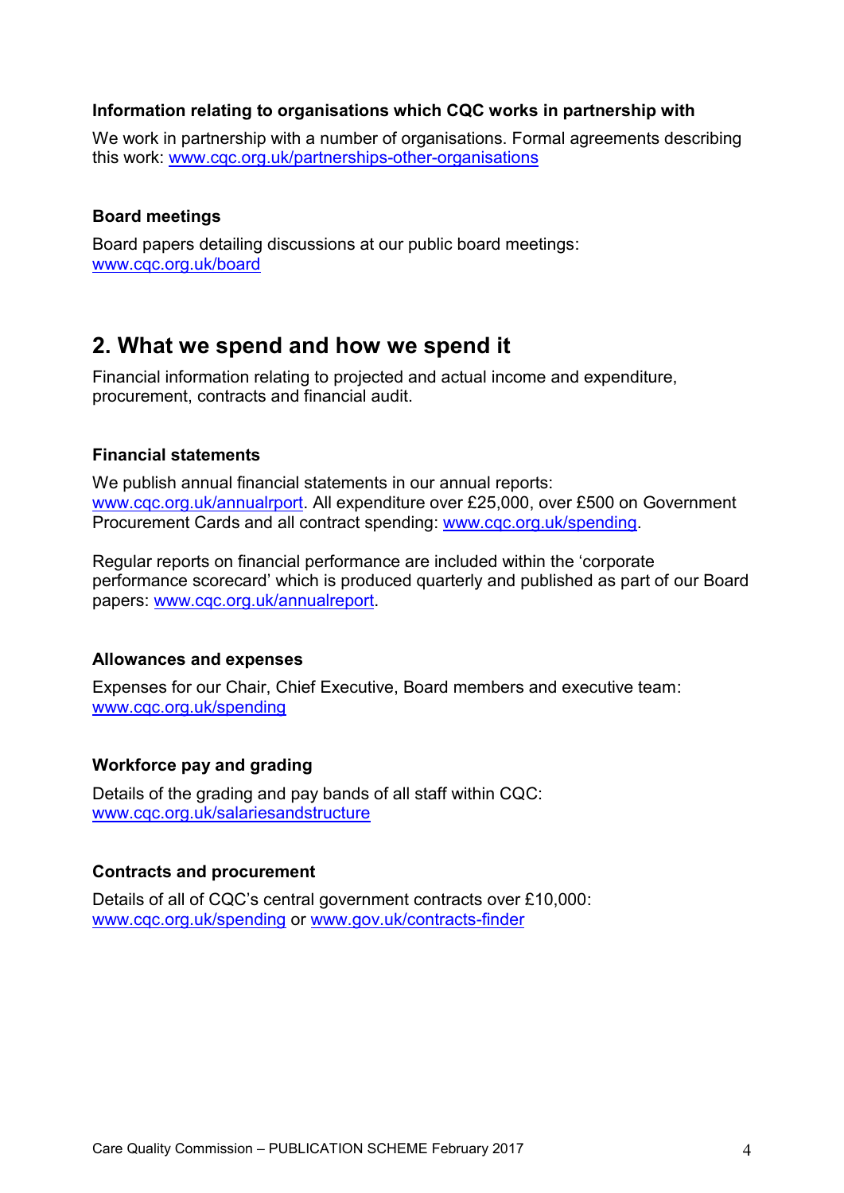### Information relating to organisations which CQC works in partnership with

We work in partnership with a number of organisations. Formal agreements describing this work: www.cqc.org.uk/partnerships-other-organisations

### Board meetings

Board papers detailing discussions at our public board meetings: www.cqc.org.uk/board

## 2. What we spend and how we spend it

Financial information relating to projected and actual income and expenditure, procurement, contracts and financial audit.

### Financial statements

We publish annual financial statements in our annual reports: www.cqc.org.uk/annualrport. All expenditure over £25,000, over £500 on Government Procurement Cards and all contract spending: www.cqc.org.uk/spending.

Regular reports on financial performance are included within the 'corporate performance scorecard' which is produced quarterly and published as part of our Board papers: www.cqc.org.uk/annualreport.

### Allowances and expenses

Expenses for our Chair, Chief Executive, Board members and executive team: www.cqc.org.uk/spending

### Workforce pay and grading

Details of the grading and pay bands of all staff within CQC: www.cqc.org.uk/salariesandstructure

### Contracts and procurement

Details of all of CQC's central government contracts over £10,000: www.cqc.org.uk/spending or www.gov.uk/contracts-finder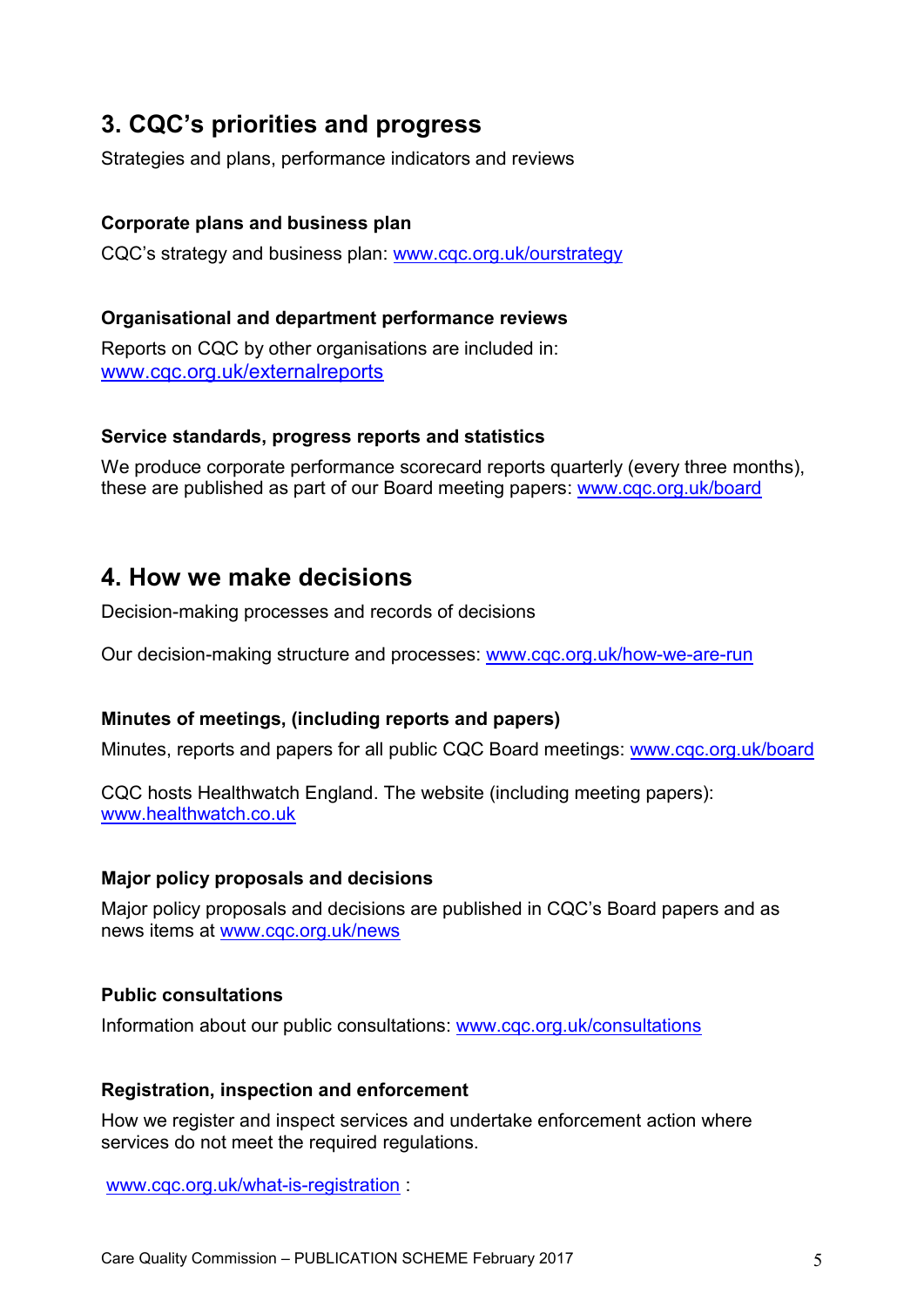## 3. CQC's priorities and progress

Strategies and plans, performance indicators and reviews

### Corporate plans and business plan

CQC's strategy and business plan: www.cqc.org.uk/ourstrategy

### Organisational and department performance reviews

Reports on CQC by other organisations are included in: www.cqc.org.uk/externalreports

### Service standards, progress reports and statistics

We produce corporate performance scorecard reports quarterly (every three months), these are published as part of our Board meeting papers: www.cqc.org.uk/board

## 4. How we make decisions

Decision-making processes and records of decisions

Our decision-making structure and processes: www.cqc.org.uk/how-we-are-run

### Minutes of meetings, (including reports and papers)

Minutes, reports and papers for all public CQC Board meetings: www.cqc.org.uk/board

CQC hosts Healthwatch England. The website (including meeting papers): www.healthwatch.co.uk

### Major policy proposals and decisions

Major policy proposals and decisions are published in CQC's Board papers and as news items at www.cqc.org.uk/news

### Public consultations

Information about our public consultations: www.cqc.org.uk/consultations

### Registration, inspection and enforcement

How we register and inspect services and undertake enforcement action where services do not meet the required regulations.

www.cqc.org.uk/what-is-registration :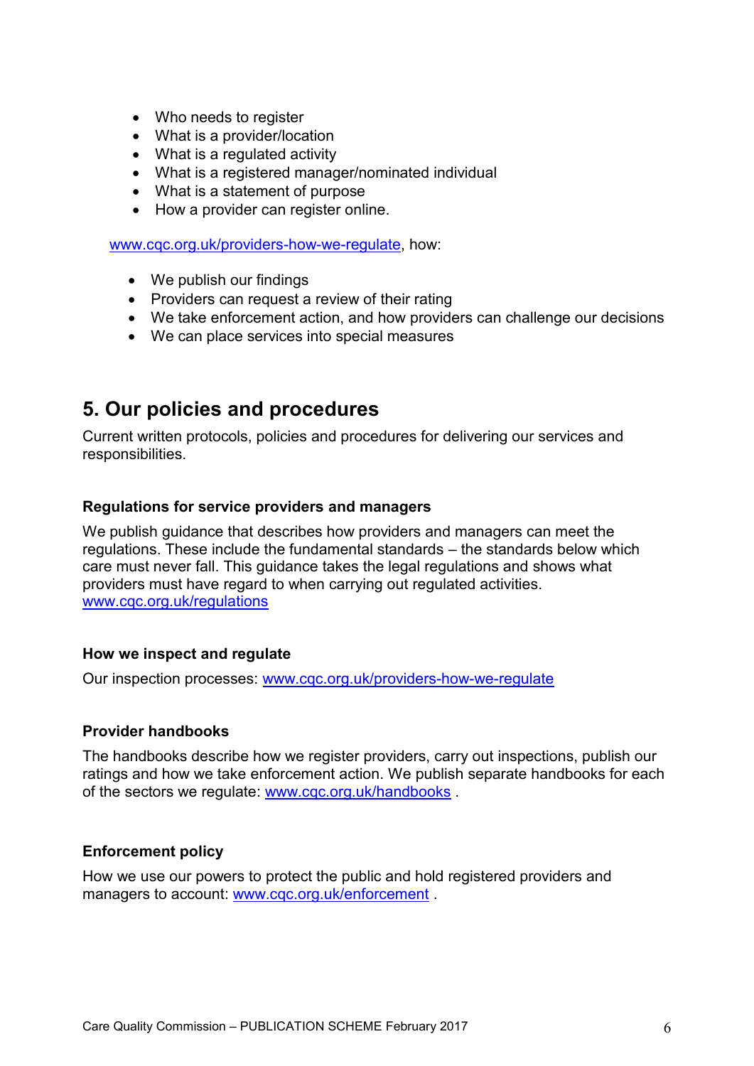- Who needs to register
- What is a provider/location
- What is a regulated activity
- What is a registered manager/nominated individual
- What is a statement of purpose
- How a provider can register online.

www.cqc.org.uk/providers-how-we-regulate, how:

- We publish our findings
- Providers can request a review of their rating
- We take enforcement action, and how providers can challenge our decisions
- We can place services into special measures

## 5. Our policies and procedures

Current written protocols, policies and procedures for delivering our services and responsibilities.

### Regulations for service providers and managers

We publish guidance that describes how providers and managers can meet the regulations. These include the fundamental standards – the standards below which care must never fall. This guidance takes the legal regulations and shows what providers must have regard to when carrying out regulated activities. www.cqc.org.uk/regulations

### How we inspect and regulate

Our inspection processes: www.cqc.org.uk/providers-how-we-regulate

### Provider handbooks

The handbooks describe how we register providers, carry out inspections, publish our ratings and how we take enforcement action. We publish separate handbooks for each of the sectors we regulate: www.cqc.org.uk/handbooks .

### Enforcement policy

How we use our powers to protect the public and hold registered providers and managers to account: www.cqc.org.uk/enforcement .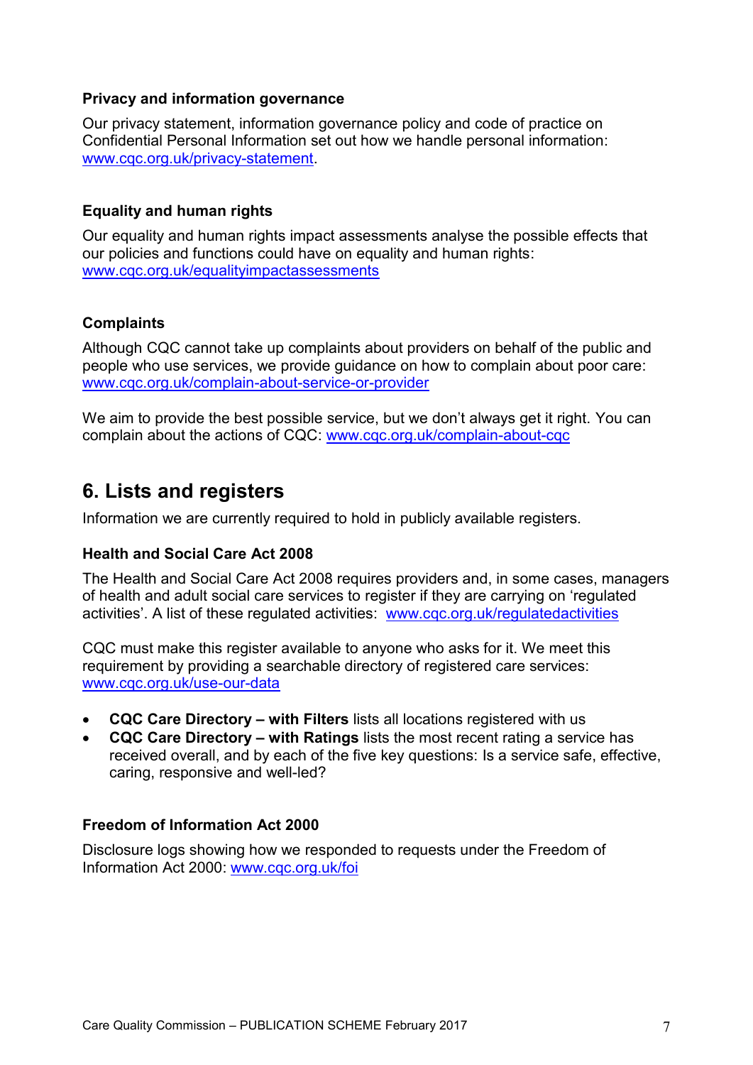### Privacy and information governance

Our privacy statement, information governance policy and code of practice on Confidential Personal Information set out how we handle personal information: www.cqc.org.uk/privacy-statement.

### Equality and human rights

Our equality and human rights impact assessments analyse the possible effects that our policies and functions could have on equality and human rights: www.cqc.org.uk/equalityimpactassessments

### Complaints

Although CQC cannot take up complaints about providers on behalf of the public and people who use services, we provide guidance on how to complain about poor care: www.cqc.org.uk/complain-about-service-or-provider

We aim to provide the best possible service, but we don't always get it right. You can complain about the actions of CQC: www.cqc.org.uk/complain-about-cqc

## 6. Lists and registers

Information we are currently required to hold in publicly available registers.

### Health and Social Care Act 2008

The Health and Social Care Act 2008 requires providers and, in some cases, managers of health and adult social care services to register if they are carrying on 'regulated activities'. A list of these regulated activities: www.cqc.org.uk/regulatedactivities

CQC must make this register available to anyone who asks for it. We meet this requirement by providing a searchable directory of registered care services: www.cqc.org.uk/use-our-data

- **CQC Care Directory – with Filters** lists all locations registered with us
- **CQC Care Directory – with Ratings** lists the most recent rating a service has received overall, and by each of the five key questions: Is a service safe, effective, caring, responsive and well-led?

### Freedom of Information Act 2000

Disclosure logs showing how we responded to requests under the Freedom of Information Act 2000: www.cqc.org.uk/foi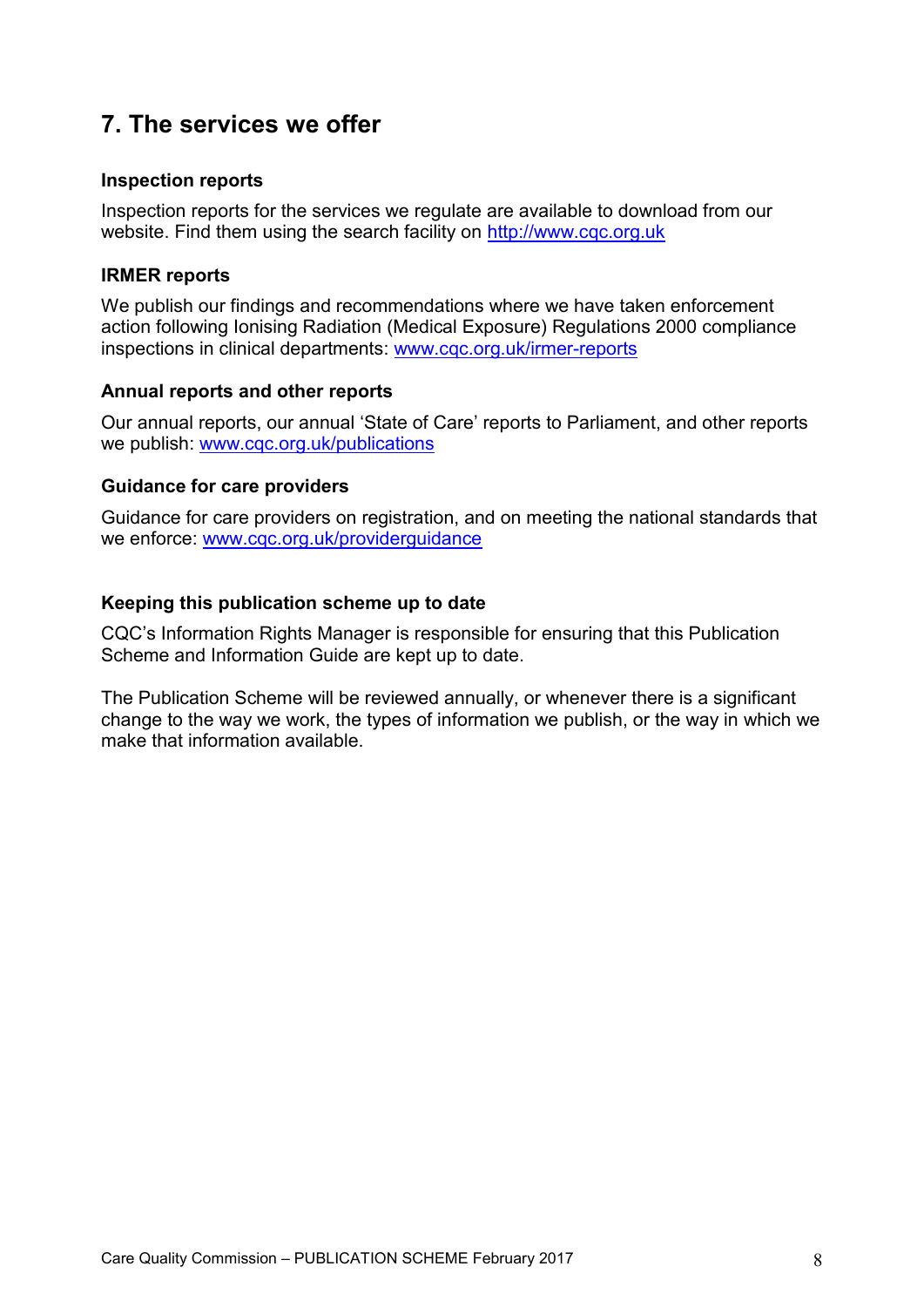## 7. The services we offer

### Inspection reports

Inspection reports for the services we regulate are available to download from our website. Find them using the search facility on http://www.cqc.org.uk

### IRMER reports

We publish our findings and recommendations where we have taken enforcement action following Ionising Radiation (Medical Exposure) Regulations 2000 compliance inspections in clinical departments: www.cqc.org.uk/irmer-reports

### Annual reports and other reports

Our annual reports, our annual 'State of Care' reports to Parliament, and other reports we publish: www.cqc.org.uk/publications

### Guidance for care providers

Guidance for care providers on registration, and on meeting the national standards that we enforce: www.cqc.org.uk/providerguidance

### Keeping this publication scheme up to date

CQC's Information Rights Manager is responsible for ensuring that this Publication Scheme and Information Guide are kept up to date.

The Publication Scheme will be reviewed annually, or whenever there is a significant change to the way we work, the types of information we publish, or the way in which we make that information available.